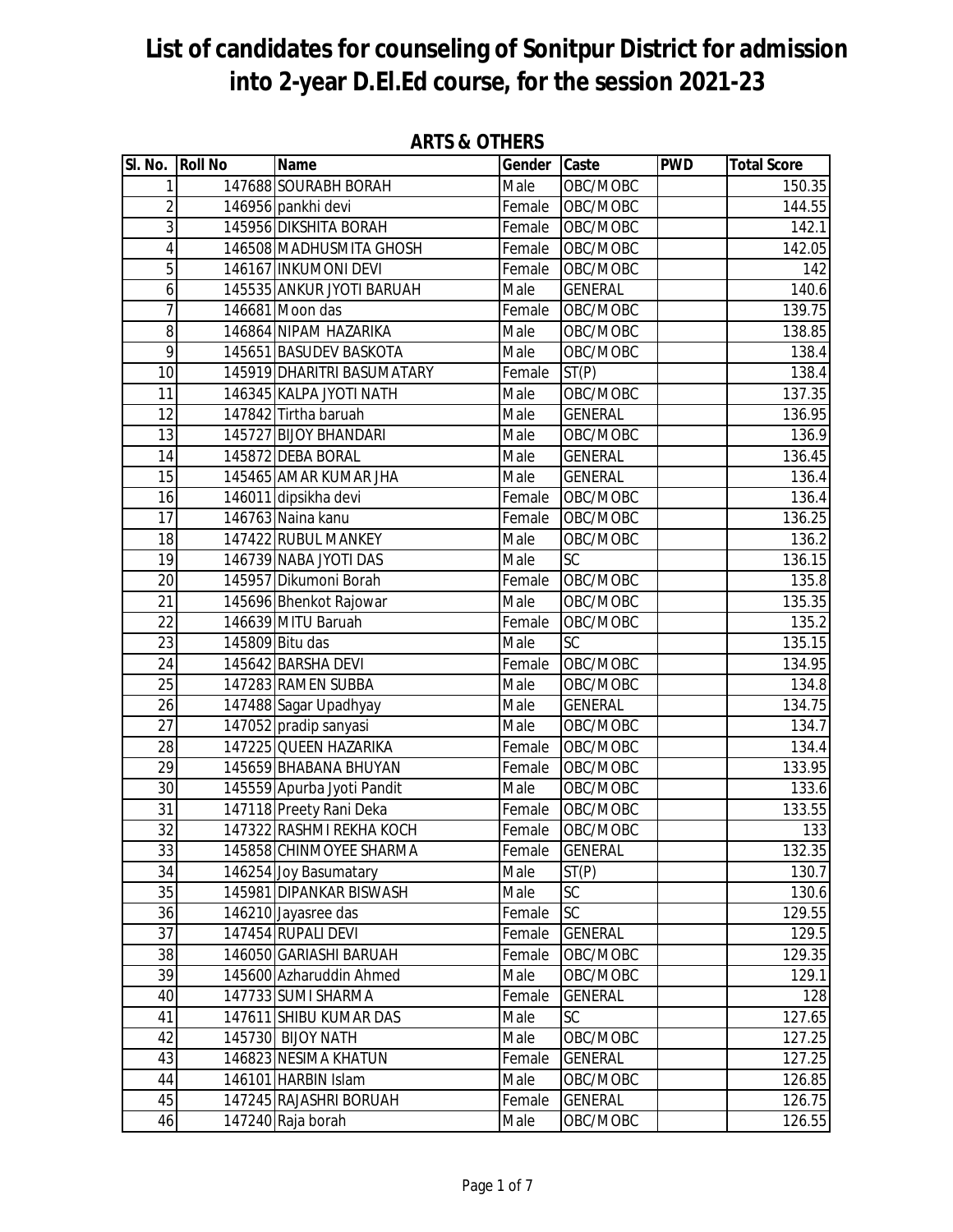# List of candidates for counseling of Sonitpur District for admission into 2-year D.El.Ed course, for the session 2021-23

## ARTS & OTHERS

| Sl. No. | Roll No | Name | Gender | Caste | PWD | Total Score |
|---|---|---|---|---|---|---|
| 1 | 147688 | SOURABH BORAH | Male | OBC/MOBC | | 150.35 |
| 2 | 146956 | pankhi devi | Female | OBC/MOBC | | 144.55 |
| 3 | 145956 | DIKSHITA BORAH | Female | OBC/MOBC | | 142.1 |
| 4 | 146508 | MADHUSMITA GHOSH | Female | OBC/MOBC | | 142.05 |
| 5 | 146167 | INKUMONI DEVI | Female | OBC/MOBC | | 142 |
| 6 | 145535 | ANKUR JYOTI BARUAH | Male | GENERAL | | 140.6 |
| 7 | 146681 | Moon das | Female | OBC/MOBC | | 139.75 |
| 8 | 146864 | NIPAM HAZARIKA | Male | OBC/MOBC | | 138.85 |
| 9 | 145651 | BASUDEV BASKOTA | Male | OBC/MOBC | | 138.4 |
| 10 | 145919 | DHARITRI BASUMATARY | Female | ST(P) | | 138.4 |
| 11 | 146345 | KALPA JYOTI NATH | Male | OBC/MOBC | | 137.35 |
| 12 | 147842 | Tirtha baruah | Male | GENERAL | | 136.95 |
| 13 | 145727 | BIJOY BHANDARI | Male | OBC/MOBC | | 136.9 |
| 14 | 145872 | DEBA BORAL | Male | GENERAL | | 136.45 |
| 15 | 145465 | AMAR KUMAR JHA | Male | GENERAL | | 136.4 |
| 16 | 146011 | dipsikha devi | Female | OBC/MOBC | | 136.4 |
| 17 | 146763 | Naina kanu | Female | OBC/MOBC | | 136.25 |
| 18 | 147422 | RUBUL MANKEY | Male | OBC/MOBC | | 136.2 |
| 19 | 146739 | NABA JYOTI DAS | Male | SC | | 136.15 |
| 20 | 145957 | Dikumoni Borah | Female | OBC/MOBC | | 135.8 |
| 21 | 145696 | Bhenkot Rajowar | Male | OBC/MOBC | | 135.35 |
| 22 | 146639 | MITU Baruah | Female | OBC/MOBC | | 135.2 |
| 23 | 145809 | Bitu das | Male | SC | | 135.15 |
| 24 | 145642 | BARSHA DEVI | Female | OBC/MOBC | | 134.95 |
| 25 | 147283 | RAMEN SUBBA | Male | OBC/MOBC | | 134.8 |
| 26 | 147488 | Sagar Upadhyay | Male | GENERAL | | 134.75 |
| 27 | 147052 | pradip sanyasi | Male | OBC/MOBC | | 134.7 |
| 28 | 147225 | QUEEN HAZARIKA | Female | OBC/MOBC | | 134.4 |
| 29 | 145659 | BHABANA BHUYAN | Female | OBC/MOBC | | 133.95 |
| 30 | 145559 | Apurba Jyoti Pandit | Male | OBC/MOBC | | 133.6 |
| 31 | 147118 | Preety Rani Deka | Female | OBC/MOBC | | 133.55 |
| 32 | 147322 | RASHMI REKHA KOCH | Female | OBC/MOBC | | 133 |
| 33 | 145858 | CHINMOYEE SHARMA | Female | GENERAL | | 132.35 |
| 34 | 146254 | Joy Basumatary | Male | ST(P) | | 130.7 |
| 35 | 145981 | DIPANKAR BISWASH | Male | SC | | 130.6 |
| 36 | 146210 | Jayasree das | Female | SC | | 129.55 |
| 37 | 147454 | RUPALI DEVI | Female | GENERAL | | 129.5 |
| 38 | 146050 | GARIASHI BARUAH | Female | OBC/MOBC | | 129.35 |
| 39 | 145600 | Azharuddin Ahmed | Male | OBC/MOBC | | 129.1 |
| 40 | 147733 | SUMI SHARMA | Female | GENERAL | | 128 |
| 41 | 147611 | SHIBU KUMAR DAS | Male | SC | | 127.65 |
| 42 | 145730 | BIJOY NATH | Male | OBC/MOBC | | 127.25 |
| 43 | 146823 | NESIMA KHATUN | Female | GENERAL | | 127.25 |
| 44 | 146101 | HARBIN Islam | Male | OBC/MOBC | | 126.85 |
| 45 | 147245 | RAJASHRI BORUAH | Female | GENERAL | | 126.75 |
| 46 | 147240 | Raja borah | Male | OBC/MOBC | | 126.55 |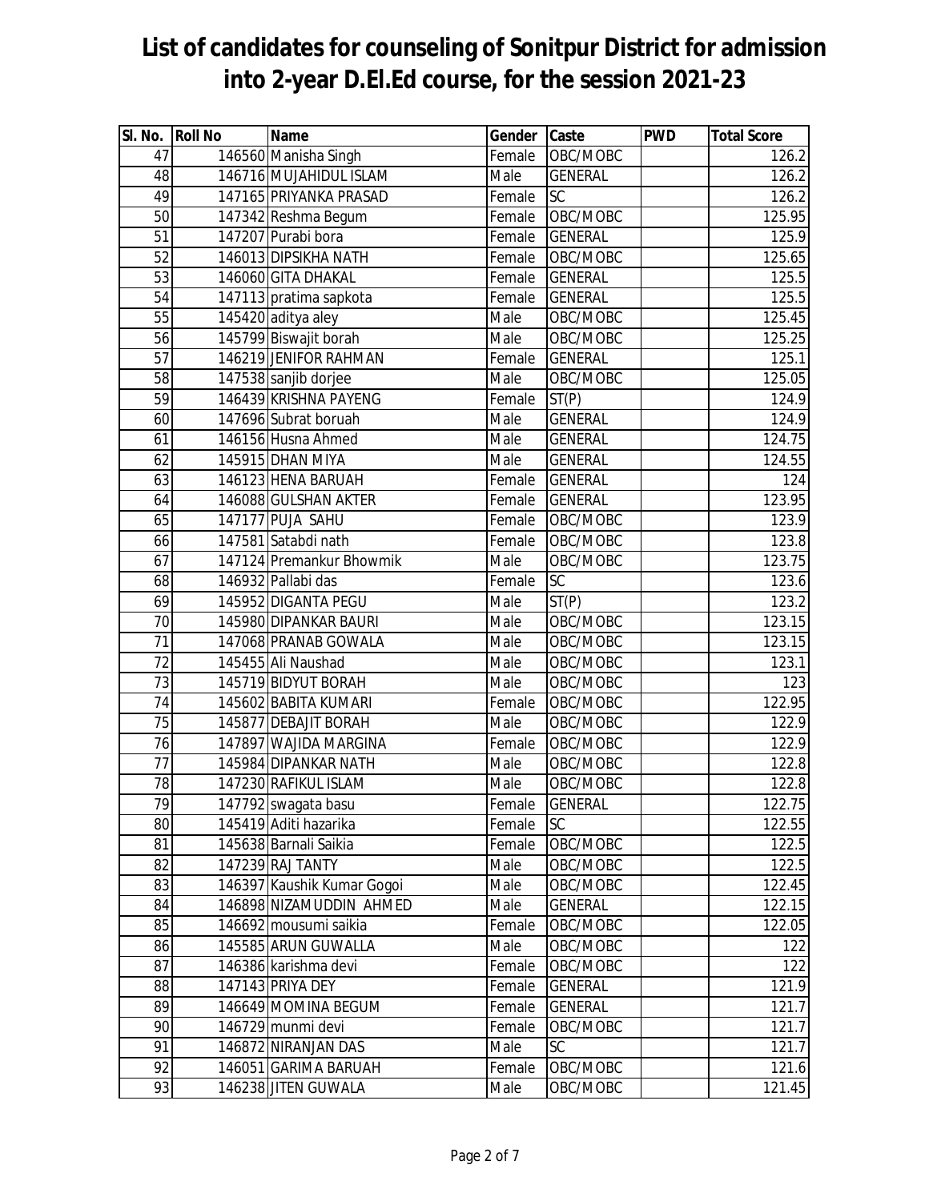# List of candidates for counseling of Sonitpur District for admission into 2-year D.El.Ed course, for the session 2021-23

| Sl. No. | Roll No | Name | Gender | Caste | PWD | Total Score |
|---|---|---|---|---|---|---|
| 47 | 146560 | Manisha Singh | Female | OBC/MOBC | | 126.2 |
| 48 | 146716 | MUJAHIDUL ISLAM | Male | GENERAL | | 126.2 |
| 49 | 147165 | PRIYANKA PRASAD | Female | SC | | 126.2 |
| 50 | 147342 | Reshma Begum | Female | OBC/MOBC | | 125.95 |
| 51 | 147207 | Purabi bora | Female | GENERAL | | 125.9 |
| 52 | 146013 | DIPSIKHA NATH | Female | OBC/MOBC | | 125.65 |
| 53 | 146060 | GITA DHAKAL | Female | GENERAL | | 125.5 |
| 54 | 147113 | pratima sapkota | Female | GENERAL | | 125.5 |
| 55 | 145420 | aditya aley | Male | OBC/MOBC | | 125.45 |
| 56 | 145799 | Biswajit borah | Male | OBC/MOBC | | 125.25 |
| 57 | 146219 | JENIFOR RAHMAN | Female | GENERAL | | 125.1 |
| 58 | 147538 | sanjib dorjee | Male | OBC/MOBC | | 125.05 |
| 59 | 146439 | KRISHNA PAYENG | Female | ST(P) | | 124.9 |
| 60 | 147696 | Subrat boruah | Male | GENERAL | | 124.9 |
| 61 | 146156 | Husna Ahmed | Male | GENERAL | | 124.75 |
| 62 | 145915 | DHAN MIYA | Male | GENERAL | | 124.55 |
| 63 | 146123 | HENA BARUAH | Female | GENERAL | | 124 |
| 64 | 146088 | GULSHAN AKTER | Female | GENERAL | | 123.95 |
| 65 | 147177 | PUJA SAHU | Female | OBC/MOBC | | 123.9 |
| 66 | 147581 | Satabdi nath | Female | OBC/MOBC | | 123.8 |
| 67 | 147124 | Premankur Bhowmik | Male | OBC/MOBC | | 123.75 |
| 68 | 146932 | Pallabi das | Female | SC | | 123.6 |
| 69 | 145952 | DIGANTA PEGU | Male | ST(P) | | 123.2 |
| 70 | 145980 | DIPANKAR BAURI | Male | OBC/MOBC | | 123.15 |
| 71 | 147068 | PRANAB GOWALA | Male | OBC/MOBC | | 123.15 |
| 72 | 145455 | Ali Naushad | Male | OBC/MOBC | | 123.1 |
| 73 | 145719 | BIDYUT BORAH | Male | OBC/MOBC | | 123 |
| 74 | 145602 | BABITA KUMARI | Female | OBC/MOBC | | 122.95 |
| 75 | 145877 | DEBAJIT BORAH | Male | OBC/MOBC | | 122.9 |
| 76 | 147897 | WAJIDA MARGINA | Female | OBC/MOBC | | 122.9 |
| 77 | 145984 | DIPANKAR NATH | Male | OBC/MOBC | | 122.8 |
| 78 | 147230 | RAFIKUL ISLAM | Male | OBC/MOBC | | 122.8 |
| 79 | 147792 | swagata basu | Female | GENERAL | | 122.75 |
| 80 | 145419 | Aditi hazarika | Female | SC | | 122.55 |
| 81 | 145638 | Barnali Saikia | Female | OBC/MOBC | | 122.5 |
| 82 | 147239 | RAJ TANTY | Male | OBC/MOBC | | 122.5 |
| 83 | 146397 | Kaushik Kumar Gogoi | Male | OBC/MOBC | | 122.45 |
| 84 | 146898 | NIZAMUDDIN AHMED | Male | GENERAL | | 122.15 |
| 85 | 146692 | mousumi saikia | Female | OBC/MOBC | | 122.05 |
| 86 | 145585 | ARUN GUWALLA | Male | OBC/MOBC | | 122 |
| 87 | 146386 | karishma devi | Female | OBC/MOBC | | 122 |
| 88 | 147143 | PRIYA DEY | Female | GENERAL | | 121.9 |
| 89 | 146649 | MOMINA BEGUM | Female | GENERAL | | 121.7 |
| 90 | 146729 | munmi devi | Female | OBC/MOBC | | 121.7 |
| 91 | 146872 | NIRANJAN DAS | Male | SC | | 121.7 |
| 92 | 146051 | GARIMA BARUAH | Female | OBC/MOBC | | 121.6 |
| 93 | 146238 | JITEN GUWALA | Male | OBC/MOBC | | 121.45 |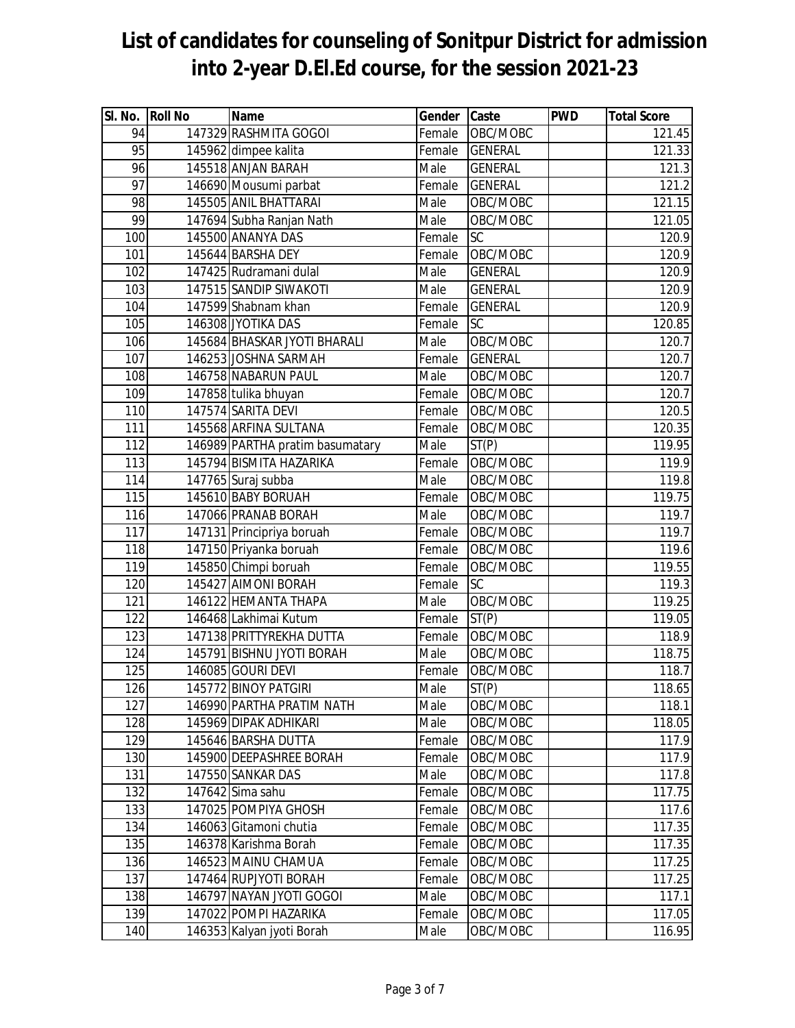# List of candidates for counseling of Sonitpur District for admission into 2-year D.El.Ed course, for the session 2021-23

| Sl. No. | Roll No | Name | Gender | Caste | PWD | Total Score |
|---|---|---|---|---|---|---|
| 94 | 147329 | RASHMITA GOGOI | Female | OBC/MOBC | | 121.45 |
| 95 | 145962 | dimpee kalita | Female | GENERAL | | 121.33 |
| 96 | 145518 | ANJAN BARAH | Male | GENERAL | | 121.3 |
| 97 | 146690 | Mousumi parbat | Female | GENERAL | | 121.2 |
| 98 | 145505 | ANIL BHATTARAI | Male | OBC/MOBC | | 121.15 |
| 99 | 147694 | Subha Ranjan Nath | Male | OBC/MOBC | | 121.05 |
| 100 | 145500 | ANANYA DAS | Female | SC | | 120.9 |
| 101 | 145644 | BARSHA DEY | Female | OBC/MOBC | | 120.9 |
| 102 | 147425 | Rudramani dulal | Male | GENERAL | | 120.9 |
| 103 | 147515 | SANDIP SIWAKOTI | Male | GENERAL | | 120.9 |
| 104 | 147599 | Shabnam khan | Female | GENERAL | | 120.9 |
| 105 | 146308 | JYOTIKA DAS | Female | SC | | 120.85 |
| 106 | 145684 | BHASKAR JYOTI BHARALI | Male | OBC/MOBC | | 120.7 |
| 107 | 146253 | JOSHNA SARMAH | Female | GENERAL | | 120.7 |
| 108 | 146758 | NABARUN PAUL | Male | OBC/MOBC | | 120.7 |
| 109 | 147858 | tulika bhuyan | Female | OBC/MOBC | | 120.7 |
| 110 | 147574 | SARITA DEVI | Female | OBC/MOBC | | 120.5 |
| 111 | 145568 | ARFINA SULTANA | Female | OBC/MOBC | | 120.35 |
| 112 | 146989 | PARTHA pratim basumatary | Male | ST(P) | | 119.95 |
| 113 | 145794 | BISMITA HAZARIKA | Female | OBC/MOBC | | 119.9 |
| 114 | 147765 | Suraj subba | Male | OBC/MOBC | | 119.8 |
| 115 | 145610 | BABY BORUAH | Female | OBC/MOBC | | 119.75 |
| 116 | 147066 | PRANAB BORAH | Male | OBC/MOBC | | 119.7 |
| 117 | 147131 | Principriya boruah | Female | OBC/MOBC | | 119.7 |
| 118 | 147150 | Priyanka boruah | Female | OBC/MOBC | | 119.6 |
| 119 | 145850 | Chimpi boruah | Female | OBC/MOBC | | 119.55 |
| 120 | 145427 | AIMONI BORAH | Female | SC | | 119.3 |
| 121 | 146122 | HEMANTA THAPA | Male | OBC/MOBC | | 119.25 |
| 122 | 146468 | Lakhimai Kutum | Female | ST(P) | | 119.05 |
| 123 | 147138 | PRITTYREKHA DUTTA | Female | OBC/MOBC | | 118.9 |
| 124 | 145791 | BISHNU JYOTI BORAH | Male | OBC/MOBC | | 118.75 |
| 125 | 146085 | GOURI DEVI | Female | OBC/MOBC | | 118.7 |
| 126 | 145772 | BINOY PATGIRI | Male | ST(P) | | 118.65 |
| 127 | 146990 | PARTHA PRATIM NATH | Male | OBC/MOBC | | 118.1 |
| 128 | 145969 | DIPAK ADHIKARI | Male | OBC/MOBC | | 118.05 |
| 129 | 145646 | BARSHA DUTTA | Female | OBC/MOBC | | 117.9 |
| 130 | 145900 | DEEPASHREE BORAH | Female | OBC/MOBC | | 117.9 |
| 131 | 147550 | SANKAR DAS | Male | OBC/MOBC | | 117.8 |
| 132 | 147642 | Sima sahu | Female | OBC/MOBC | | 117.75 |
| 133 | 147025 | POMPIYA GHOSH | Female | OBC/MOBC | | 117.6 |
| 134 | 146063 | Gitamoni chutia | Female | OBC/MOBC | | 117.35 |
| 135 | 146378 | Karishma Borah | Female | OBC/MOBC | | 117.35 |
| 136 | 146523 | MAINU CHAMUA | Female | OBC/MOBC | | 117.25 |
| 137 | 147464 | RUPJYOTI BORAH | Female | OBC/MOBC | | 117.25 |
| 138 | 146797 | NAYAN JYOTI GOGOI | Male | OBC/MOBC | | 117.1 |
| 139 | 147022 | POMPI HAZARIKA | Female | OBC/MOBC | | 117.05 |
| 140 | 146353 | Kalyan jyoti Borah | Male | OBC/MOBC | | 116.95 |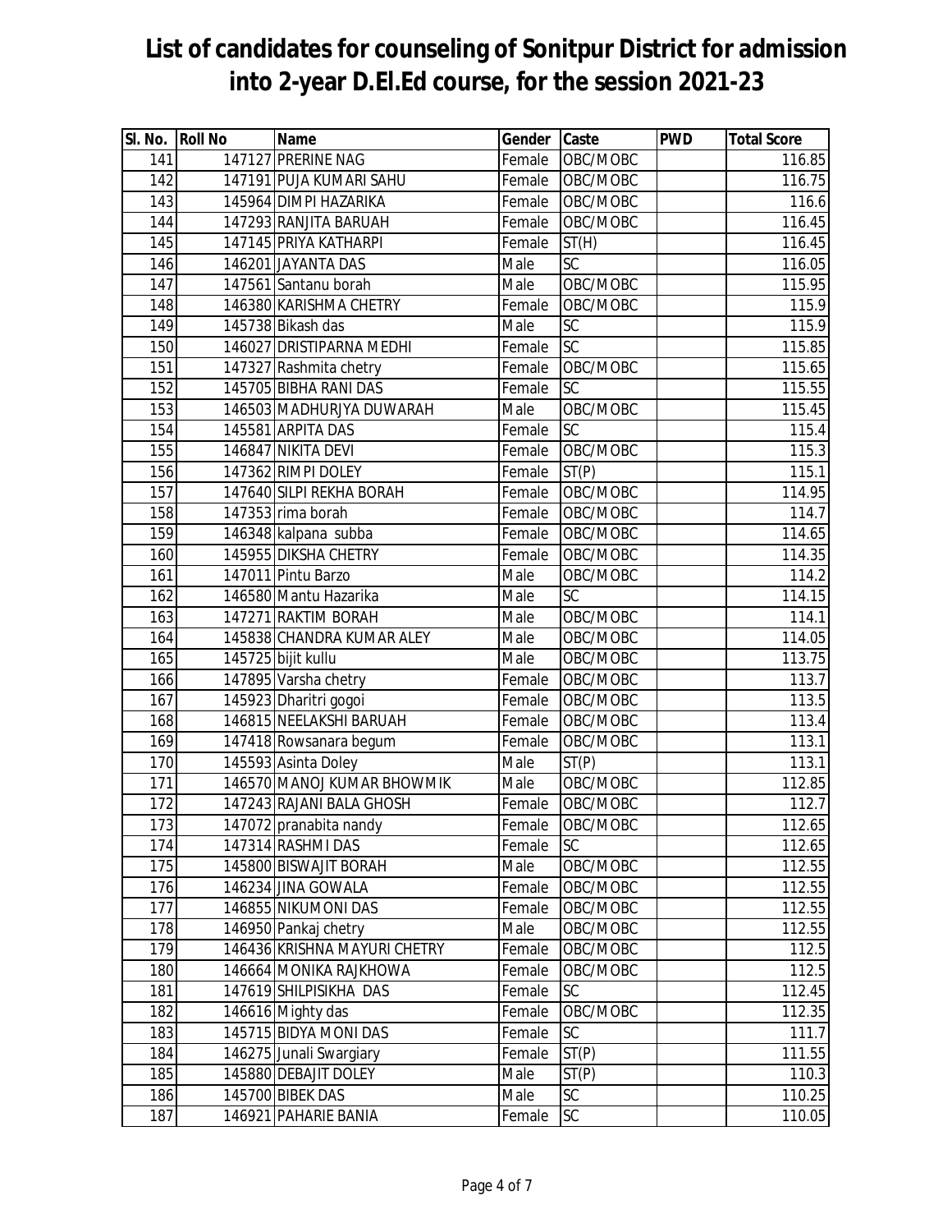# List of candidates for counseling of Sonitpur District for admission into 2-year D.El.Ed course, for the session 2021-23

| Sl. No. | Roll No | Name | Gender | Caste | PWD | Total Score |
|---|---|---|---|---|---|---|
| 141 | 147127 | PRERINE NAG | Female | OBC/MOBC | | 116.85 |
| 142 | 147191 | PUJA KUMARI SAHU | Female | OBC/MOBC | | 116.75 |
| 143 | 145964 | DIMPI HAZARIKA | Female | OBC/MOBC | | 116.6 |
| 144 | 147293 | RANJITA BARUAH | Female | OBC/MOBC | | 116.45 |
| 145 | 147145 | PRIYA KATHARPI | Female | ST(H) | | 116.45 |
| 146 | 146201 | JAYANTA DAS | Male | SC | | 116.05 |
| 147 | 147561 | Santanu borah | Male | OBC/MOBC | | 115.95 |
| 148 | 146380 | KARISHMA CHETRY | Female | OBC/MOBC | | 115.9 |
| 149 | 145738 | Bikash das | Male | SC | | 115.9 |
| 150 | 146027 | DRISTIPARNA MEDHI | Female | SC | | 115.85 |
| 151 | 147327 | Rashmita chetry | Female | OBC/MOBC | | 115.65 |
| 152 | 145705 | BIBHA RANI DAS | Female | SC | | 115.55 |
| 153 | 146503 | MADHURJYA DUWARAH | Male | OBC/MOBC | | 115.45 |
| 154 | 145581 | ARPITA DAS | Female | SC | | 115.4 |
| 155 | 146847 | NIKITA DEVI | Female | OBC/MOBC | | 115.3 |
| 156 | 147362 | RIMPI DOLEY | Female | ST(P) | | 115.1 |
| 157 | 147640 | SILPI REKHA BORAH | Female | OBC/MOBC | | 114.95 |
| 158 | 147353 | rima borah | Female | OBC/MOBC | | 114.7 |
| 159 | 146348 | kalpana subba | Female | OBC/MOBC | | 114.65 |
| 160 | 145955 | DIKSHA CHETRY | Female | OBC/MOBC | | 114.35 |
| 161 | 147011 | Pintu Barzo | Male | OBC/MOBC | | 114.2 |
| 162 | 146580 | Mantu Hazarika | Male | SC | | 114.15 |
| 163 | 147271 | RAKTIM BORAH | Male | OBC/MOBC | | 114.1 |
| 164 | 145838 | CHANDRA KUMAR ALEY | Male | OBC/MOBC | | 114.05 |
| 165 | 145725 | bijit kullu | Male | OBC/MOBC | | 113.75 |
| 166 | 147895 | Varsha chetry | Female | OBC/MOBC | | 113.7 |
| 167 | 145923 | Dharitri gogoi | Female | OBC/MOBC | | 113.5 |
| 168 | 146815 | NEELAKSHI BARUAH | Female | OBC/MOBC | | 113.4 |
| 169 | 147418 | Rowsanara begum | Female | OBC/MOBC | | 113.1 |
| 170 | 145593 | Asinta Doley | Male | ST(P) | | 113.1 |
| 171 | 146570 | MANOJ KUMAR BHOWMIK | Male | OBC/MOBC | | 112.85 |
| 172 | 147243 | RAJANI BALA GHOSH | Female | OBC/MOBC | | 112.7 |
| 173 | 147072 | pranabita nandy | Female | OBC/MOBC | | 112.65 |
| 174 | 147314 | RASHMI DAS | Female | SC | | 112.65 |
| 175 | 145800 | BISWAJIT BORAH | Male | OBC/MOBC | | 112.55 |
| 176 | 146234 | JINA GOWALA | Female | OBC/MOBC | | 112.55 |
| 177 | 146855 | NIKUMONI DAS | Female | OBC/MOBC | | 112.55 |
| 178 | 146950 | Pankaj chetry | Male | OBC/MOBC | | 112.55 |
| 179 | 146436 | KRISHNA MAYURI CHETRY | Female | OBC/MOBC | | 112.5 |
| 180 | 146664 | MONIKA RAJKHOWA | Female | OBC/MOBC | | 112.5 |
| 181 | 147619 | SHILPISIKHA DAS | Female | SC | | 112.45 |
| 182 | 146616 | Mighty das | Female | OBC/MOBC | | 112.35 |
| 183 | 145715 | BIDYA MONI DAS | Female | SC | | 111.7 |
| 184 | 146275 | Junali Swargiary | Female | ST(P) | | 111.55 |
| 185 | 145880 | DEBAJIT DOLEY | Male | ST(P) | | 110.3 |
| 186 | 145700 | BIBEK DAS | Male | SC | | 110.25 |
| 187 | 146921 | PAHARIE BANIA | Female | SC | | 110.05 |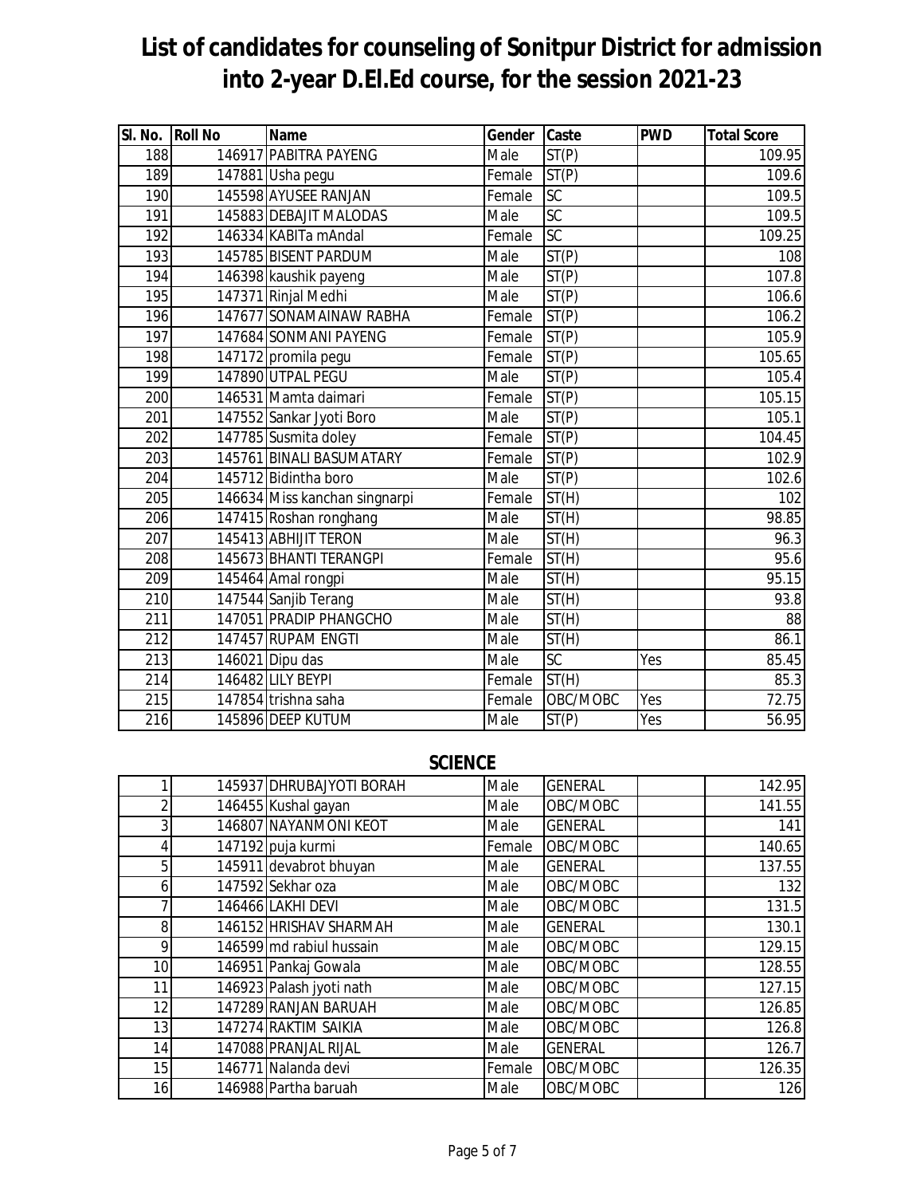# List of candidates for counseling of Sonitpur District for admission into 2-year D.El.Ed course, for the session 2021-23

| Sl. No. | Roll No | Name | Gender | Caste | PWD | Total Score |
|---|---|---|---|---|---|---|
| 188 | 146917 | PABITRA PAYENG | Male | ST(P) | | 109.95 |
| 189 | 147881 | Usha pegu | Female | ST(P) | | 109.6 |
| 190 | 145598 | AYUSEE RANJAN | Female | SC | | 109.5 |
| 191 | 145883 | DEBAJIT MALODAS | Male | SC | | 109.5 |
| 192 | 146334 | KABITa mAndal | Female | SC | | 109.25 |
| 193 | 145785 | BISENT PARDUM | Male | ST(P) | | 108 |
| 194 | 146398 | kaushik payeng | Male | ST(P) | | 107.8 |
| 195 | 147371 | Rinjal Medhi | Male | ST(P) | | 106.6 |
| 196 | 147677 | SONAMAINAW RABHA | Female | ST(P) | | 106.2 |
| 197 | 147684 | SONMANI PAYENG | Female | ST(P) | | 105.9 |
| 198 | 147172 | promila pegu | Female | ST(P) | | 105.65 |
| 199 | 147890 | UTPAL PEGU | Male | ST(P) | | 105.4 |
| 200 | 146531 | Mamta daimari | Female | ST(P) | | 105.15 |
| 201 | 147552 | Sankar Jyoti Boro | Male | ST(P) | | 105.1 |
| 202 | 147785 | Susmita doley | Female | ST(P) | | 104.45 |
| 203 | 145761 | BINALI BASUMATARY | Female | ST(P) | | 102.9 |
| 204 | 145712 | Bidintha boro | Male | ST(P) | | 102.6 |
| 205 | 146634 | Miss kanchan singnarpi | Female | ST(H) | | 102 |
| 206 | 147415 | Roshan ronghang | Male | ST(H) | | 98.85 |
| 207 | 145413 | ABHIJIT TERON | Male | ST(H) | | 96.3 |
| 208 | 145673 | BHANTI TERANGPI | Female | ST(H) | | 95.6 |
| 209 | 145464 | Amal rongpi | Male | ST(H) | | 95.15 |
| 210 | 147544 | Sanjib Terang | Male | ST(H) | | 93.8 |
| 211 | 147051 | PRADIP PHANGCHO | Male | ST(H) | | 88 |
| 212 | 147457 | RUPAM ENGTI | Male | ST(H) | | 86.1 |
| 213 | 146021 | Dipu das | Male | SC | Yes | 85.45 |
| 214 | 146482 | LILY BEYPI | Female | ST(H) | | 85.3 |
| 215 | 147854 | trishna saha | Female | OBC/MOBC | Yes | 72.75 |
| 216 | 145896 | DEEP KUTUM | Male | ST(P) | Yes | 56.95 |

## SCIENCE

| Sl. No. | Roll No | Name | Gender | Caste | PWD | Total Score |
|---|---|---|---|---|---|---|
| 1 | 145937 | DHRUBAJYOTI BORAH | Male | GENERAL | | 142.95 |
| 2 | 146455 | Kushal gayan | Male | OBC/MOBC | | 141.55 |
| 3 | 146807 | NAYANMONI KEOT | Male | GENERAL | | 141 |
| 4 | 147192 | puja kurmi | Female | OBC/MOBC | | 140.65 |
| 5 | 145911 | devabrot bhuyan | Male | GENERAL | | 137.55 |
| 6 | 147592 | Sekhar oza | Male | OBC/MOBC | | 132 |
| 7 | 146466 | LAKHI DEVI | Male | OBC/MOBC | | 131.5 |
| 8 | 146152 | HRISHAV SHARMAH | Male | GENERAL | | 130.1 |
| 9 | 146599 | md rabiul hussain | Male | OBC/MOBC | | 129.15 |
| 10 | 146951 | Pankaj Gowala | Male | OBC/MOBC | | 128.55 |
| 11 | 146923 | Palash jyoti nath | Male | OBC/MOBC | | 127.15 |
| 12 | 147289 | RANJAN BARUAH | Male | OBC/MOBC | | 126.85 |
| 13 | 147274 | RAKTIM SAIKIA | Male | OBC/MOBC | | 126.8 |
| 14 | 147088 | PRANJAL RIJAL | Male | GENERAL | | 126.7 |
| 15 | 146771 | Nalanda devi | Female | OBC/MOBC | | 126.35 |
| 16 | 146988 | Partha baruah | Male | OBC/MOBC | | 126 |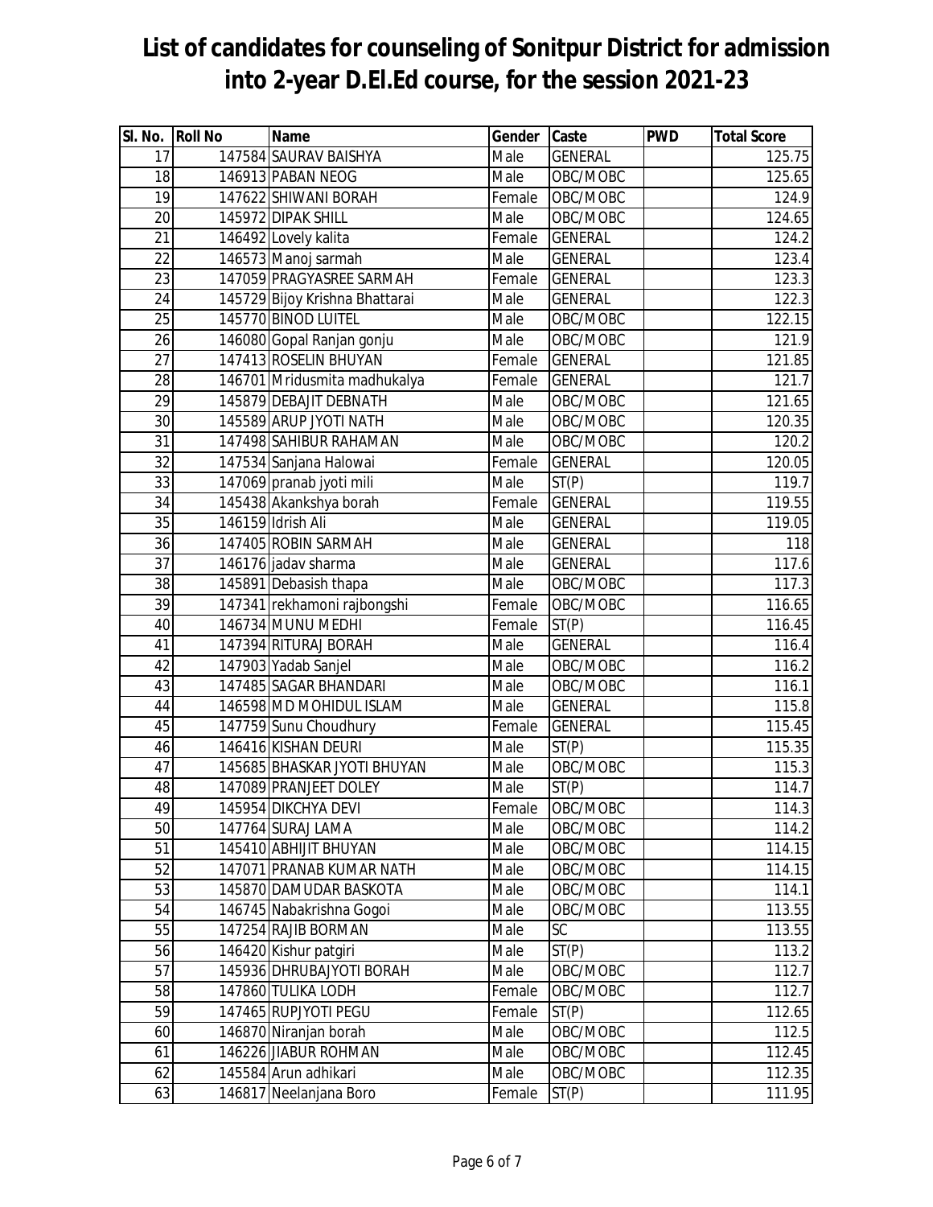# List of candidates for counseling of Sonitpur District for admission into 2-year D.El.Ed course, for the session 2021-23

| Sl. No. | Roll No | Name | Gender | Caste | PWD | Total Score |
|---|---|---|---|---|---|---|
| 17 | 147584 | SAURAV BAISHYA | Male | GENERAL | | 125.75 |
| 18 | 146913 | PABAN NEOG | Male | OBC/MOBC | | 125.65 |
| 19 | 147622 | SHIWANI BORAH | Female | OBC/MOBC | | 124.9 |
| 20 | 145972 | DIPAK SHILL | Male | OBC/MOBC | | 124.65 |
| 21 | 146492 | Lovely kalita | Female | GENERAL | | 124.2 |
| 22 | 146573 | Manoj sarmah | Male | GENERAL | | 123.4 |
| 23 | 147059 | PRAGYASREE SARMAH | Female | GENERAL | | 123.3 |
| 24 | 145729 | Bijoy Krishna Bhattarai | Male | GENERAL | | 122.3 |
| 25 | 145770 | BINOD LUITEL | Male | OBC/MOBC | | 122.15 |
| 26 | 146080 | Gopal Ranjan gonju | Male | OBC/MOBC | | 121.9 |
| 27 | 147413 | ROSELIN BHUYAN | Female | GENERAL | | 121.85 |
| 28 | 146701 | Mridusmita madhukalya | Female | GENERAL | | 121.7 |
| 29 | 145879 | DEBAJIT DEBNATH | Male | OBC/MOBC | | 121.65 |
| 30 | 145589 | ARUP JYOTI NATH | Male | OBC/MOBC | | 120.35 |
| 31 | 147498 | SAHIBUR RAHAMAN | Male | OBC/MOBC | | 120.2 |
| 32 | 147534 | Sanjana Halowai | Female | GENERAL | | 120.05 |
| 33 | 147069 | pranab jyoti mili | Male | ST(P) | | 119.7 |
| 34 | 145438 | Akankshya borah | Female | GENERAL | | 119.55 |
| 35 | 146159 | Idrish Ali | Male | GENERAL | | 119.05 |
| 36 | 147405 | ROBIN SARMAH | Male | GENERAL | | 118 |
| 37 | 146176 | jadav sharma | Male | GENERAL | | 117.6 |
| 38 | 145891 | Debasish thapa | Male | OBC/MOBC | | 117.3 |
| 39 | 147341 | rekhamoni rajbongshi | Female | OBC/MOBC | | 116.65 |
| 40 | 146734 | MUNU MEDHI | Female | ST(P) | | 116.45 |
| 41 | 147394 | RITURAJ BORAH | Male | GENERAL | | 116.4 |
| 42 | 147903 | Yadab Sanjel | Male | OBC/MOBC | | 116.2 |
| 43 | 147485 | SAGAR BHANDARI | Male | OBC/MOBC | | 116.1 |
| 44 | 146598 | MD MOHIDUL ISLAM | Male | GENERAL | | 115.8 |
| 45 | 147759 | Sunu Choudhury | Female | GENERAL | | 115.45 |
| 46 | 146416 | KISHAN DEURI | Male | ST(P) | | 115.35 |
| 47 | 145685 | BHASKAR JYOTI BHUYAN | Male | OBC/MOBC | | 115.3 |
| 48 | 147089 | PRANJEET DOLEY | Male | ST(P) | | 114.7 |
| 49 | 145954 | DIKCHYA DEVI | Female | OBC/MOBC | | 114.3 |
| 50 | 147764 | SURAJ LAMA | Male | OBC/MOBC | | 114.2 |
| 51 | 145410 | ABHIJIT BHUYAN | Male | OBC/MOBC | | 114.15 |
| 52 | 147071 | PRANAB KUMAR NATH | Male | OBC/MOBC | | 114.15 |
| 53 | 145870 | DAMUDAR BASKOTA | Male | OBC/MOBC | | 114.1 |
| 54 | 146745 | Nabakrishna Gogoi | Male | OBC/MOBC | | 113.55 |
| 55 | 147254 | RAJIB BORMAN | Male | SC | | 113.55 |
| 56 | 146420 | Kishur patgiri | Male | ST(P) | | 113.2 |
| 57 | 145936 | DHRUBAJYOTI BORAH | Male | OBC/MOBC | | 112.7 |
| 58 | 147860 | TULIKA LODH | Female | OBC/MOBC | | 112.7 |
| 59 | 147465 | RUPJYOTI PEGU | Female | ST(P) | | 112.65 |
| 60 | 146870 | Niranjan borah | Male | OBC/MOBC | | 112.5 |
| 61 | 146226 | JIABUR ROHMAN | Male | OBC/MOBC | | 112.45 |
| 62 | 145584 | Arun adhikari | Male | OBC/MOBC | | 112.35 |
| 63 | 146817 | Neelanjana Boro | Female | ST(P) | | 111.95 |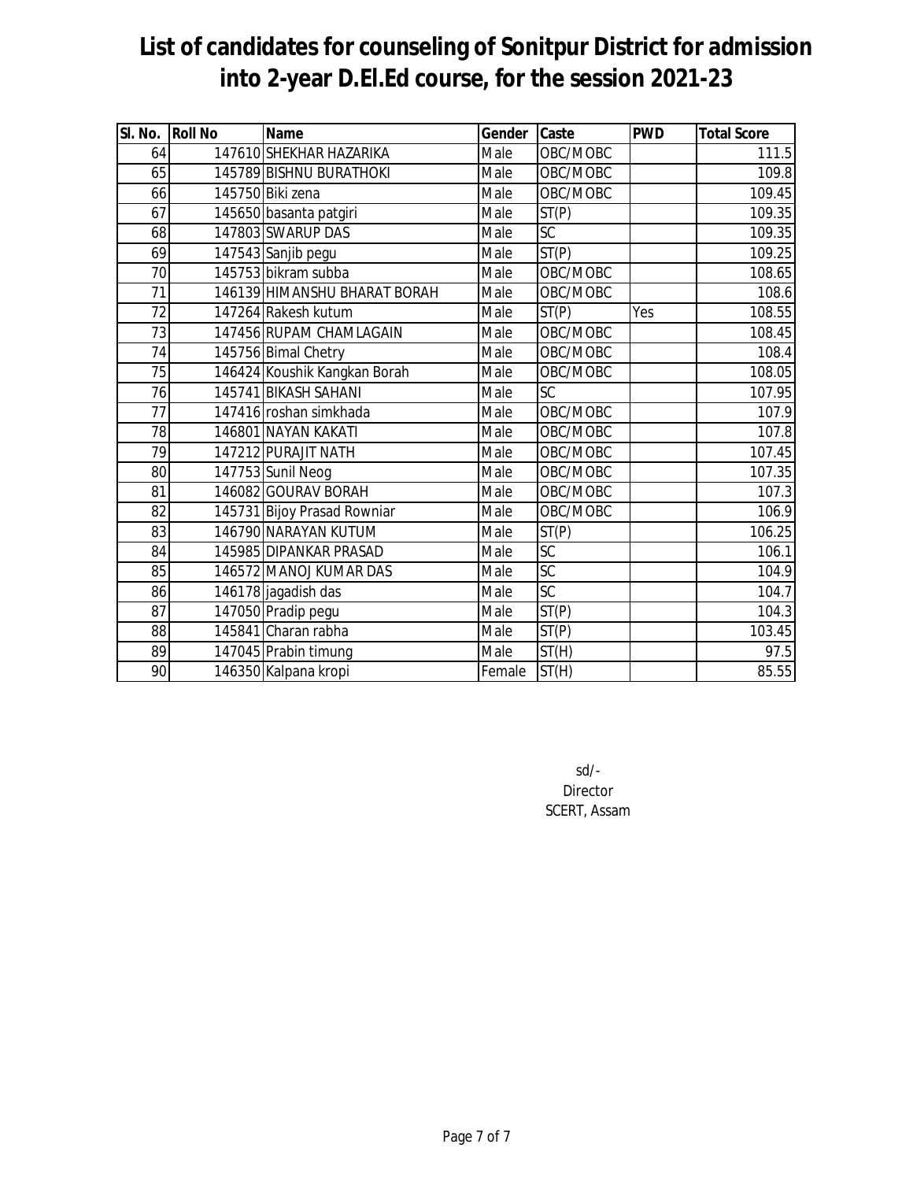# List of candidates for counseling of Sonitpur District for admission into 2-year D.El.Ed course, for the session 2021-23

| Sl. No. | Roll No | Name | Gender | Caste | PWD | Total Score |
|---|---|---|---|---|---|---|
| 64 | 147610 | SHEKHAR HAZARIKA | Male | OBC/MOBC | | 111.5 |
| 65 | 145789 | BISHNU BURATHOKI | Male | OBC/MOBC | | 109.8 |
| 66 | 145750 | Biki zena | Male | OBC/MOBC | | 109.45 |
| 67 | 145650 | basanta patgiri | Male | ST(P) | | 109.35 |
| 68 | 147803 | SWARUP DAS | Male | SC | | 109.35 |
| 69 | 147543 | Sanjib pegu | Male | ST(P) | | 109.25 |
| 70 | 145753 | bikram subba | Male | OBC/MOBC | | 108.65 |
| 71 | 146139 | HIMANSHU BHARAT BORAH | Male | OBC/MOBC | | 108.6 |
| 72 | 147264 | Rakesh kutum | Male | ST(P) | Yes | 108.55 |
| 73 | 147456 | RUPAM CHAMLAGAIN | Male | OBC/MOBC | | 108.45 |
| 74 | 145756 | Bimal Chetry | Male | OBC/MOBC | | 108.4 |
| 75 | 146424 | Koushik Kangkan Borah | Male | OBC/MOBC | | 108.05 |
| 76 | 145741 | BIKASH SAHANI | Male | SC | | 107.95 |
| 77 | 147416 | roshan simkhada | Male | OBC/MOBC | | 107.9 |
| 78 | 146801 | NAYAN KAKATI | Male | OBC/MOBC | | 107.8 |
| 79 | 147212 | PURAJIT NATH | Male | OBC/MOBC | | 107.45 |
| 80 | 147753 | Sunil Neog | Male | OBC/MOBC | | 107.35 |
| 81 | 146082 | GOURAV BORAH | Male | OBC/MOBC | | 107.3 |
| 82 | 145731 | Bijoy Prasad Rowniar | Male | OBC/MOBC | | 106.9 |
| 83 | 146790 | NARAYAN KUTUM | Male | ST(P) | | 106.25 |
| 84 | 145985 | DIPANKAR PRASAD | Male | SC | | 106.1 |
| 85 | 146572 | MANOJ KUMAR DAS | Male | SC | | 104.9 |
| 86 | 146178 | jagadish das | Male | SC | | 104.7 |
| 87 | 147050 | Pradip pegu | Male | ST(P) | | 104.3 |
| 88 | 145841 | Charan rabha | Male | ST(P) | | 103.45 |
| 89 | 147045 | Prabin timung | Male | ST(H) | | 97.5 |
| 90 | 146350 | Kalpana kropi | Female | ST(H) | | 85.55 |

sd/-
Director
SCERT, Assam